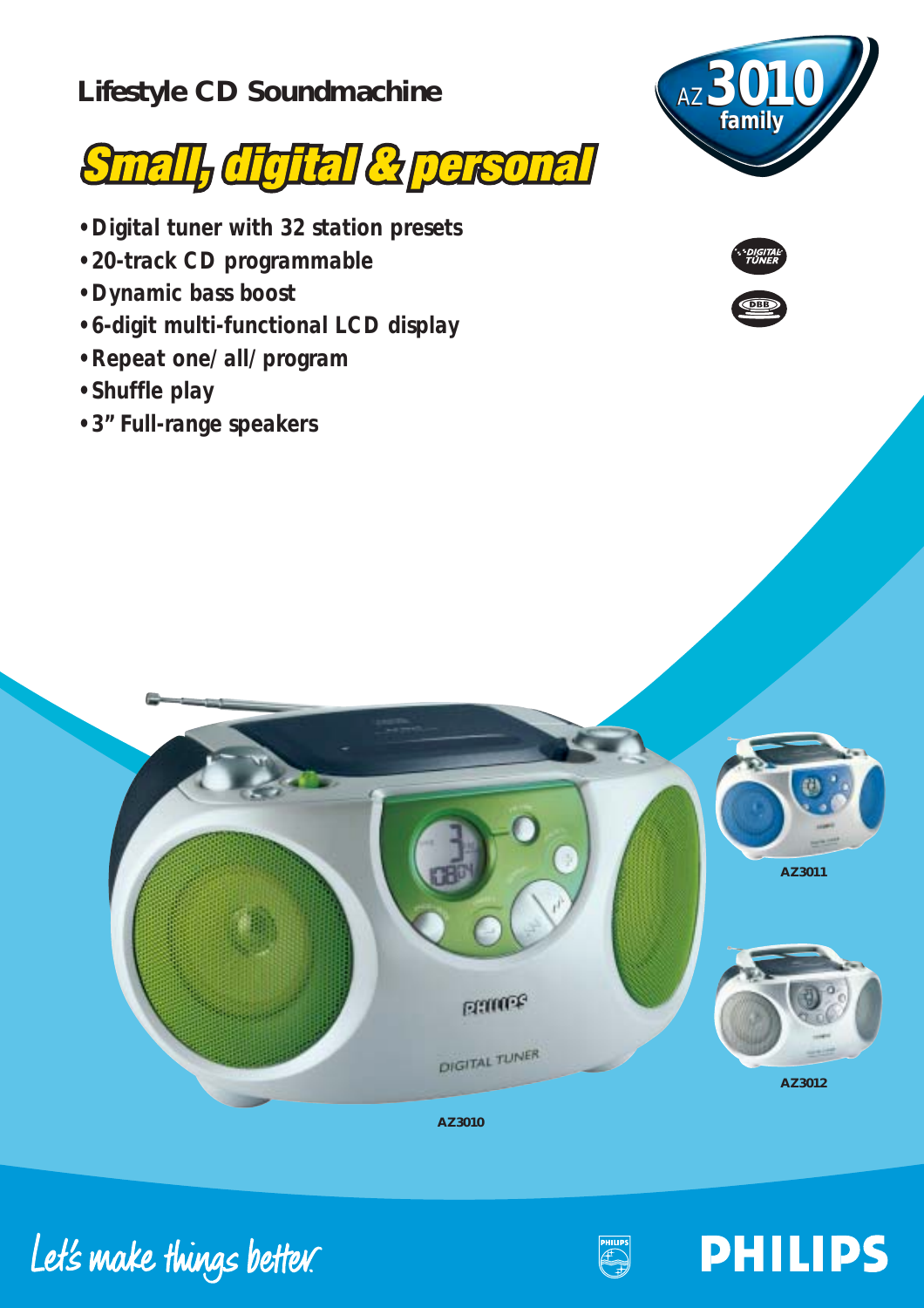# Lifestyle CD Soundmachine

AZ 3010 family

## Small, digital & personal

- Digital tuner with 32 station presets
- 20-track CD programmable
- Dynamic bass boost
- 6-digit multi-functional LCD display
- Repeat one/all/program
- Shuffle play
- 3" Full-range speakers

AZ3011

AZ3012

AZ3010

Let's make things better.

PHILIPS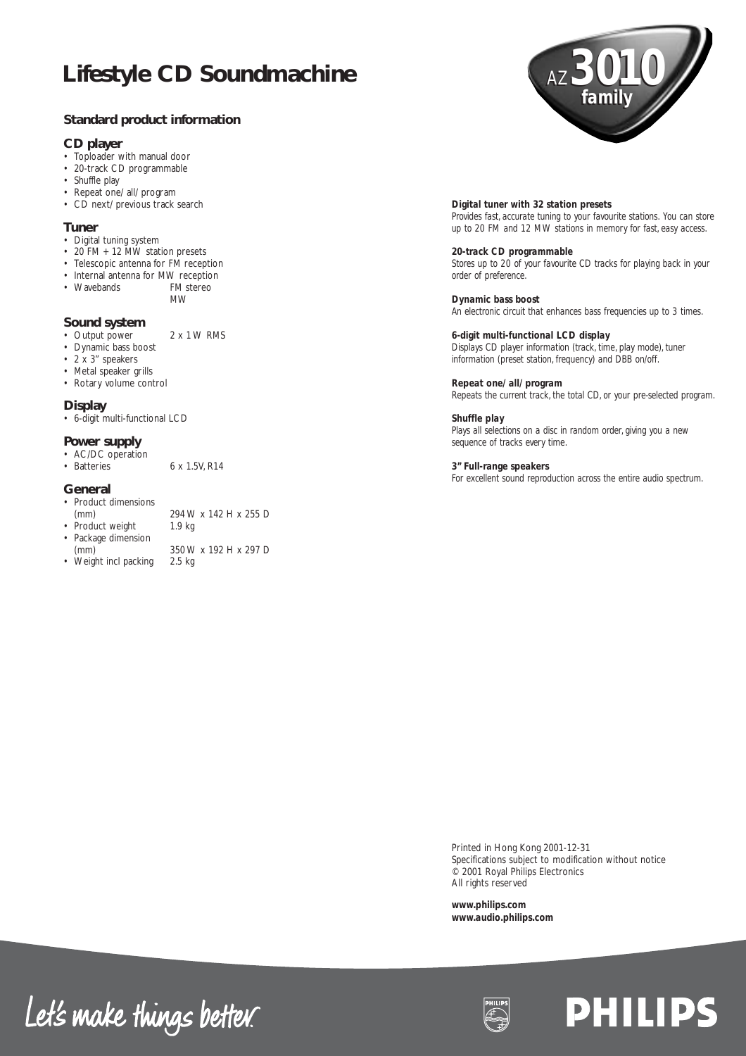# Lifestyle CD Soundmachine

AZ 3010 family

### Standard product information

#### CD player
- Toploader with manual door
- 20-track CD programmable
- Shuffle play
- Repeat one/ all/ program
- CD next/ previous track search

#### Tuner
- Digital tuning system
- 20 FM + 12 MW station presets
- Telescopic antenna for FM reception
- Internal antenna for MW reception
- Wavebands FM stereo MW

#### Sound system
- Output power 2 x 1 W RMS
- Dynamic bass boost
- 2 x 3" speakers
- Metal speaker grills
- Rotary volume control

#### Display
- 6-digit multi-functional LCD

#### Power supply
- AC/DC operation
- Batteries 6 x 1.5V, R14

#### General
- Product dimensions (mm) 294 W x 142 H x 255 D
- Product weight 1.9 kg
- Package dimension (mm) 350 W x 192 H x 297 D
- Weight incl packing 2.5 kg

**Digital tuner with 32 station presets**
Provides fast, accurate tuning to your favourite stations. You can store up to 20 FM and 12 MW stations in memory for fast, easy access.

**20-track CD programmable**
Stores up to 20 of your favourite CD tracks for playing back in your order of preference.

**Dynamic bass boost**
An electronic circuit that enhances bass frequencies up to 3 times.

**6-digit multi-functional LCD display**
Displays CD player information (track, time, play mode), tuner information (preset station, frequency) and DBB on/off.

**Repeat one/ all/ program**
Repeats the current track, the total CD, or your pre-selected program.

**Shuffle play**
Plays all selections on a disc in random order, giving you a new sequence of tracks every time.

**3" Full-range speakers**
For excellent sound reproduction across the entire audio spectrum.

Printed in Hong Kong 2001-12-31
Specifications subject to modification without notice
© 2001 Royal Philips Electronics
All rights reserved

**www.philips.com**
**www.audio.philips.com**

Let's make things better.

PHILIPS